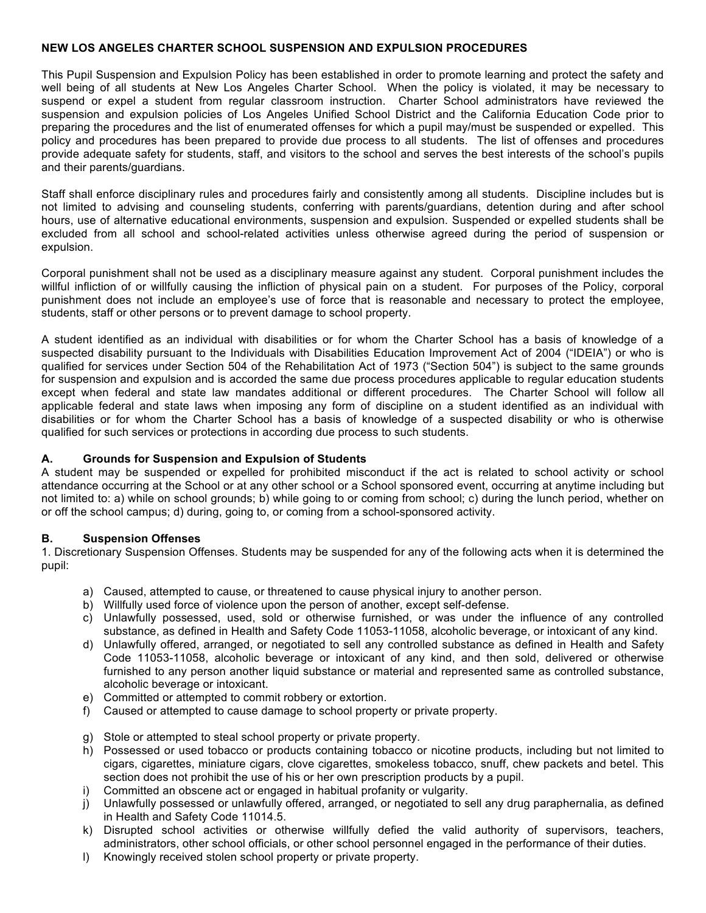**NEW LOS ANGELES CHARTER SCHOOL SUSPENSION AND EXPULSION PROCEDURES**

This Pupil Suspension and Expulsion Policy has been established in order to promote learning and protect the safety and well being of all students at New Los Angeles Charter School. When the policy is violated, it may be necessary to suspend or expel a student from regular classroom instruction. Charter School administrators have reviewed the suspension and expulsion policies of Los Angeles Unified School District and the California Education Code prior to preparing the procedures and the list of enumerated offenses for which a pupil may/must be suspended or expelled. This policy and procedures has been prepared to provide due process to all students. The list of offenses and procedures provide adequate safety for students, staff, and visitors to the school and serves the best interests of the school's pupils and their parents/guardians.

Staff shall enforce disciplinary rules and procedures fairly and consistently among all students. Discipline includes but is not limited to advising and counseling students, conferring with parents/guardians, detention during and after school hours, use of alternative educational environments, suspension and expulsion. Suspended or expelled students shall be excluded from all school and school-related activities unless otherwise agreed during the period of suspension or expulsion.

Corporal punishment shall not be used as a disciplinary measure against any student. Corporal punishment includes the willful infliction of or willfully causing the infliction of physical pain on a student. For purposes of the Policy, corporal punishment does not include an employee's use of force that is reasonable and necessary to protect the employee, students, staff or other persons or to prevent damage to school property.

A student identified as an individual with disabilities or for whom the Charter School has a basis of knowledge of a suspected disability pursuant to the Individuals with Disabilities Education Improvement Act of 2004 ("IDEIA") or who is qualified for services under Section 504 of the Rehabilitation Act of 1973 ("Section 504") is subject to the same grounds for suspension and expulsion and is accorded the same due process procedures applicable to regular education students except when federal and state law mandates additional or different procedures. The Charter School will follow all applicable federal and state laws when imposing any form of discipline on a student identified as an individual with disabilities or for whom the Charter School has a basis of knowledge of a suspected disability or who is otherwise qualified for such services or protections in according due process to such students.

### A. Grounds for Suspension and Expulsion of Students

A student may be suspended or expelled for prohibited misconduct if the act is related to school activity or school attendance occurring at the School or at any other school or a School sponsored event, occurring at anytime including but not limited to: a) while on school grounds; b) while going to or coming from school; c) during the lunch period, whether on or off the school campus; d) during, going to, or coming from a school-sponsored activity.

### B. Suspension Offenses

1. Discretionary Suspension Offenses. Students may be suspended for any of the following acts when it is determined the pupil:

a) Caused, attempted to cause, or threatened to cause physical injury to another person.
b) Willfully used force of violence upon the person of another, except self-defense.
c) Unlawfully possessed, used, sold or otherwise furnished, or was under the influence of any controlled substance, as defined in Health and Safety Code 11053-11058, alcoholic beverage, or intoxicant of any kind.
d) Unlawfully offered, arranged, or negotiated to sell any controlled substance as defined in Health and Safety Code 11053-11058, alcoholic beverage or intoxicant of any kind, and then sold, delivered or otherwise furnished to any person another liquid substance or material and represented same as controlled substance, alcoholic beverage or intoxicant.
e) Committed or attempted to commit robbery or extortion.
f) Caused or attempted to cause damage to school property or private property.
g) Stole or attempted to steal school property or private property.
h) Possessed or used tobacco or products containing tobacco or nicotine products, including but not limited to cigars, cigarettes, miniature cigars, clove cigarettes, smokeless tobacco, snuff, chew packets and betel. This section does not prohibit the use of his or her own prescription products by a pupil.
i) Committed an obscene act or engaged in habitual profanity or vulgarity.
j) Unlawfully possessed or unlawfully offered, arranged, or negotiated to sell any drug paraphernalia, as defined in Health and Safety Code 11014.5.
k) Disrupted school activities or otherwise willfully defied the valid authority of supervisors, teachers, administrators, other school officials, or other school personnel engaged in the performance of their duties.
l) Knowingly received stolen school property or private property.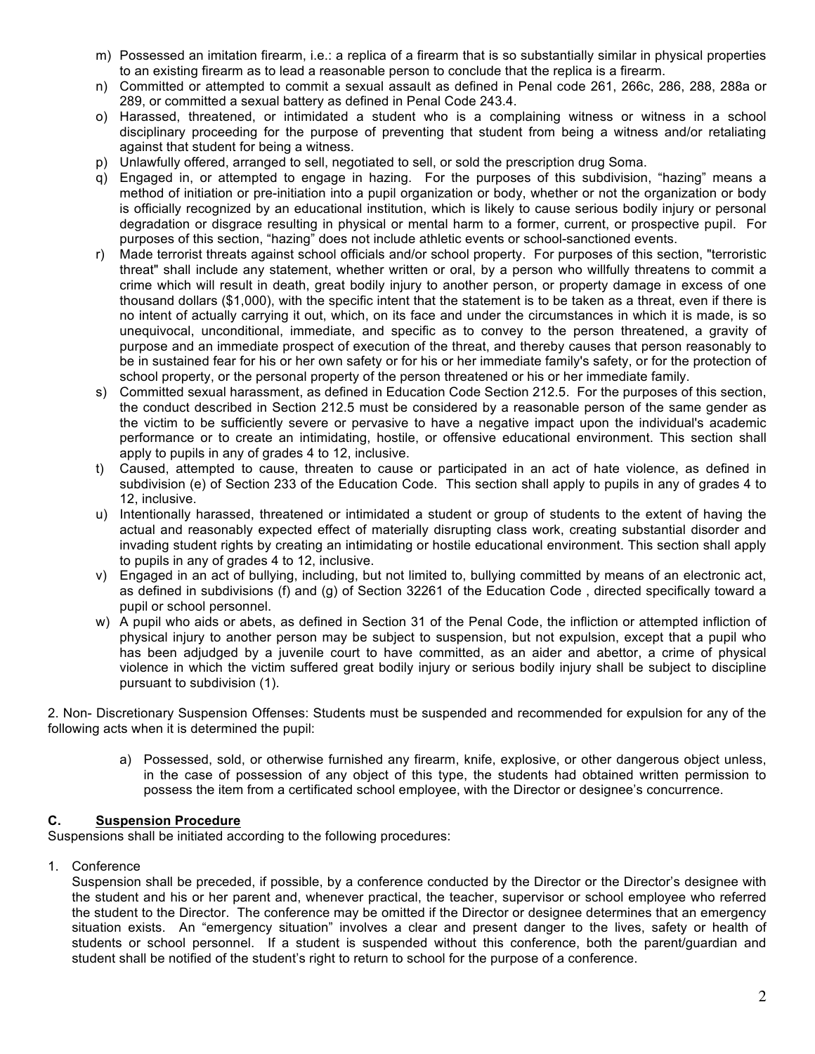m) Possessed an imitation firearm, i.e.: a replica of a firearm that is so substantially similar in physical properties to an existing firearm as to lead a reasonable person to conclude that the replica is a firearm.

n) Committed or attempted to commit a sexual assault as defined in Penal code 261, 266c, 286, 288, 288a or 289, or committed a sexual battery as defined in Penal Code 243.4.

o) Harassed, threatened, or intimidated a student who is a complaining witness or witness in a school disciplinary proceeding for the purpose of preventing that student from being a witness and/or retaliating against that student for being a witness.

p) Unlawfully offered, arranged to sell, negotiated to sell, or sold the prescription drug Soma.

q) Engaged in, or attempted to engage in hazing. For the purposes of this subdivision, "hazing" means a method of initiation or pre-initiation into a pupil organization or body, whether or not the organization or body is officially recognized by an educational institution, which is likely to cause serious bodily injury or personal degradation or disgrace resulting in physical or mental harm to a former, current, or prospective pupil. For purposes of this section, "hazing" does not include athletic events or school-sanctioned events.

r) Made terrorist threats against school officials and/or school property. For purposes of this section, "terroristic threat" shall include any statement, whether written or oral, by a person who willfully threatens to commit a crime which will result in death, great bodily injury to another person, or property damage in excess of one thousand dollars ($1,000), with the specific intent that the statement is to be taken as a threat, even if there is no intent of actually carrying it out, which, on its face and under the circumstances in which it is made, is so unequivocal, unconditional, immediate, and specific as to convey to the person threatened, a gravity of purpose and an immediate prospect of execution of the threat, and thereby causes that person reasonably to be in sustained fear for his or her own safety or for his or her immediate family's safety, or for the protection of school property, or the personal property of the person threatened or his or her immediate family.

s) Committed sexual harassment, as defined in Education Code Section 212.5. For the purposes of this section, the conduct described in Section 212.5 must be considered by a reasonable person of the same gender as the victim to be sufficiently severe or pervasive to have a negative impact upon the individual's academic performance or to create an intimidating, hostile, or offensive educational environment. This section shall apply to pupils in any of grades 4 to 12, inclusive.

t) Caused, attempted to cause, threaten to cause or participated in an act of hate violence, as defined in subdivision (e) of Section 233 of the Education Code. This section shall apply to pupils in any of grades 4 to 12, inclusive.

u) Intentionally harassed, threatened or intimidated a student or group of students to the extent of having the actual and reasonably expected effect of materially disrupting class work, creating substantial disorder and invading student rights by creating an intimidating or hostile educational environment. This section shall apply to pupils in any of grades 4 to 12, inclusive.

v) Engaged in an act of bullying, including, but not limited to, bullying committed by means of an electronic act, as defined in subdivisions (f) and (g) of Section 32261 of the Education Code , directed specifically toward a pupil or school personnel.

w) A pupil who aids or abets, as defined in Section 31 of the Penal Code, the infliction or attempted infliction of physical injury to another person may be subject to suspension, but not expulsion, except that a pupil who has been adjudged by a juvenile court to have committed, as an aider and abettor, a crime of physical violence in which the victim suffered great bodily injury or serious bodily injury shall be subject to discipline pursuant to subdivision (1).

2. Non- Discretionary Suspension Offenses: Students must be suspended and recommended for expulsion for any of the following acts when it is determined the pupil:

a) Possessed, sold, or otherwise furnished any firearm, knife, explosive, or other dangerous object unless, in the case of possession of any object of this type, the students had obtained written permission to possess the item from a certificated school employee, with the Director or designee's concurrence.

## C. Suspension Procedure

Suspensions shall be initiated according to the following procedures:

1. Conference

Suspension shall be preceded, if possible, by a conference conducted by the Director or the Director's designee with the student and his or her parent and, whenever practical, the teacher, supervisor or school employee who referred the student to the Director. The conference may be omitted if the Director or designee determines that an emergency situation exists. An "emergency situation" involves a clear and present danger to the lives, safety or health of students or school personnel. If a student is suspended without this conference, both the parent/guardian and student shall be notified of the student's right to return to school for the purpose of a conference.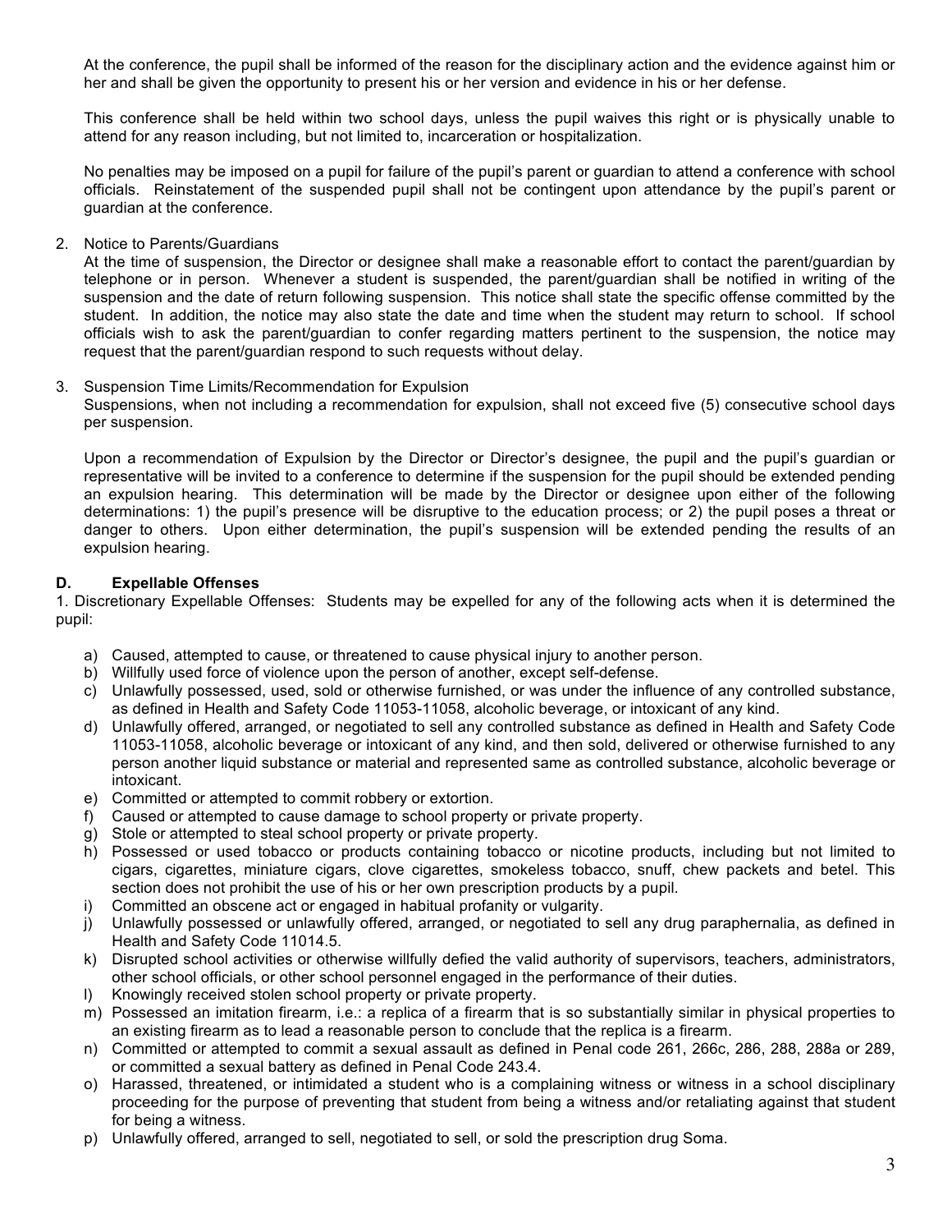At the conference, the pupil shall be informed of the reason for the disciplinary action and the evidence against him or her and shall be given the opportunity to present his or her version and evidence in his or her defense.

This conference shall be held within two school days, unless the pupil waives this right or is physically unable to attend for any reason including, but not limited to, incarceration or hospitalization.

No penalties may be imposed on a pupil for failure of the pupil's parent or guardian to attend a conference with school officials. Reinstatement of the suspended pupil shall not be contingent upon attendance by the pupil's parent or guardian at the conference.

2. Notice to Parents/Guardians
   At the time of suspension, the Director or designee shall make a reasonable effort to contact the parent/guardian by telephone or in person. Whenever a student is suspended, the parent/guardian shall be notified in writing of the suspension and the date of return following suspension. This notice shall state the specific offense committed by the student. In addition, the notice may also state the date and time when the student may return to school. If school officials wish to ask the parent/guardian to confer regarding matters pertinent to the suspension, the notice may request that the parent/guardian respond to such requests without delay.

3. Suspension Time Limits/Recommendation for Expulsion
   Suspensions, when not including a recommendation for expulsion, shall not exceed five (5) consecutive school days per suspension.

   Upon a recommendation of Expulsion by the Director or Director's designee, the pupil and the pupil's guardian or representative will be invited to a conference to determine if the suspension for the pupil should be extended pending an expulsion hearing. This determination will be made by the Director or designee upon either of the following determinations: 1) the pupil's presence will be disruptive to the education process; or 2) the pupil poses a threat or danger to others. Upon either determination, the pupil's suspension will be extended pending the results of an expulsion hearing.

### D. Expellable Offenses

1. Discretionary Expellable Offenses: Students may be expelled for any of the following acts when it is determined the pupil:

   a) Caused, attempted to cause, or threatened to cause physical injury to another person.
   b) Willfully used force of violence upon the person of another, except self-defense.
   c) Unlawfully possessed, used, sold or otherwise furnished, or was under the influence of any controlled substance, as defined in Health and Safety Code 11053-11058, alcoholic beverage, or intoxicant of any kind.
   d) Unlawfully offered, arranged, or negotiated to sell any controlled substance as defined in Health and Safety Code 11053-11058, alcoholic beverage or intoxicant of any kind, and then sold, delivered or otherwise furnished to any person another liquid substance or material and represented same as controlled substance, alcoholic beverage or intoxicant.
   e) Committed or attempted to commit robbery or extortion.
   f) Caused or attempted to cause damage to school property or private property.
   g) Stole or attempted to steal school property or private property.
   h) Possessed or used tobacco or products containing tobacco or nicotine products, including but not limited to cigars, cigarettes, miniature cigars, clove cigarettes, smokeless tobacco, snuff, chew packets and betel. This section does not prohibit the use of his or her own prescription products by a pupil.
   i) Committed an obscene act or engaged in habitual profanity or vulgarity.
   j) Unlawfully possessed or unlawfully offered, arranged, or negotiated to sell any drug paraphernalia, as defined in Health and Safety Code 11014.5.
   k) Disrupted school activities or otherwise willfully defied the valid authority of supervisors, teachers, administrators, other school officials, or other school personnel engaged in the performance of their duties.
   l) Knowingly received stolen school property or private property.
   m) Possessed an imitation firearm, i.e.: a replica of a firearm that is so substantially similar in physical properties to an existing firearm as to lead a reasonable person to conclude that the replica is a firearm.
   n) Committed or attempted to commit a sexual assault as defined in Penal code 261, 266c, 286, 288, 288a or 289, or committed a sexual battery as defined in Penal Code 243.4.
   o) Harassed, threatened, or intimidated a student who is a complaining witness or witness in a school disciplinary proceeding for the purpose of preventing that student from being a witness and/or retaliating against that student for being a witness.
   p) Unlawfully offered, arranged to sell, negotiated to sell, or sold the prescription drug Soma.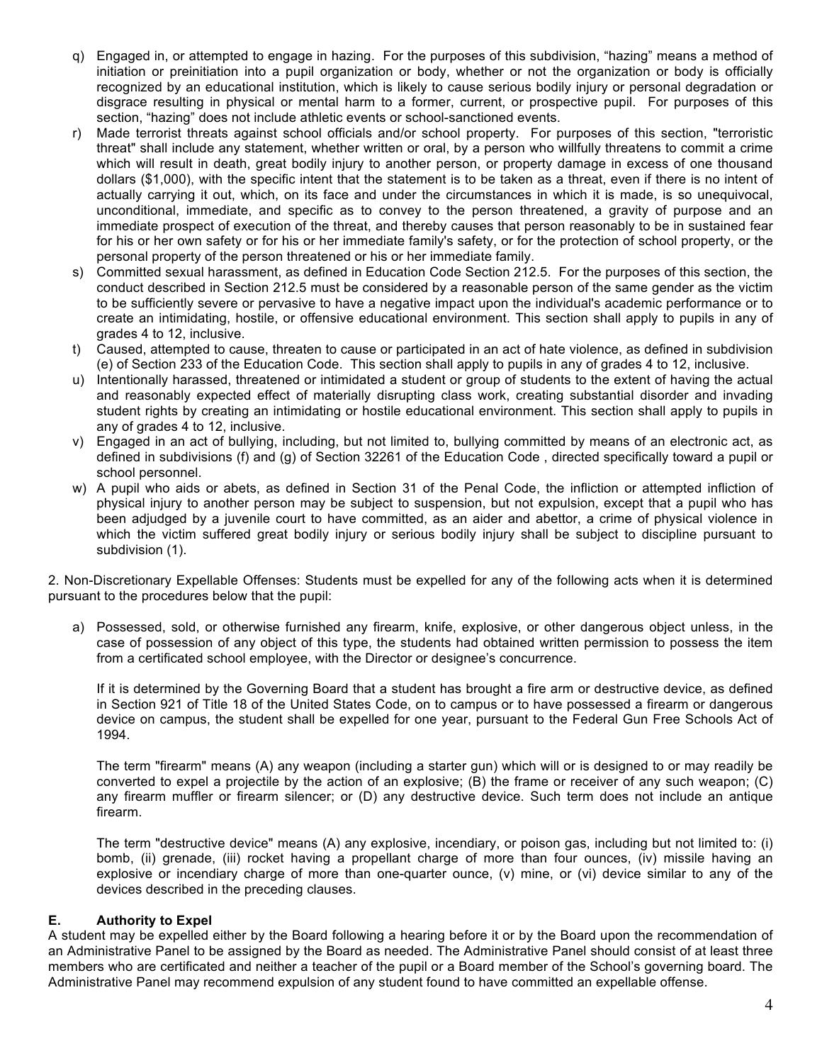q) Engaged in, or attempted to engage in hazing. For the purposes of this subdivision, "hazing" means a method of initiation or preinitiation into a pupil organization or body, whether or not the organization or body is officially recognized by an educational institution, which is likely to cause serious bodily injury or personal degradation or disgrace resulting in physical or mental harm to a former, current, or prospective pupil. For purposes of this section, "hazing" does not include athletic events or school-sanctioned events.

r) Made terrorist threats against school officials and/or school property. For purposes of this section, "terroristic threat" shall include any statement, whether written or oral, by a person who willfully threatens to commit a crime which will result in death, great bodily injury to another person, or property damage in excess of one thousand dollars ($1,000), with the specific intent that the statement is to be taken as a threat, even if there is no intent of actually carrying it out, which, on its face and under the circumstances in which it is made, is so unequivocal, unconditional, immediate, and specific as to convey to the person threatened, a gravity of purpose and an immediate prospect of execution of the threat, and thereby causes that person reasonably to be in sustained fear for his or her own safety or for his or her immediate family's safety, or for the protection of school property, or the personal property of the person threatened or his or her immediate family.

s) Committed sexual harassment, as defined in Education Code Section 212.5. For the purposes of this section, the conduct described in Section 212.5 must be considered by a reasonable person of the same gender as the victim to be sufficiently severe or pervasive to have a negative impact upon the individual's academic performance or to create an intimidating, hostile, or offensive educational environment. This section shall apply to pupils in any of grades 4 to 12, inclusive.

t) Caused, attempted to cause, threaten to cause or participated in an act of hate violence, as defined in subdivision (e) of Section 233 of the Education Code. This section shall apply to pupils in any of grades 4 to 12, inclusive.

u) Intentionally harassed, threatened or intimidated a student or group of students to the extent of having the actual and reasonably expected effect of materially disrupting class work, creating substantial disorder and invading student rights by creating an intimidating or hostile educational environment. This section shall apply to pupils in any of grades 4 to 12, inclusive.

v) Engaged in an act of bullying, including, but not limited to, bullying committed by means of an electronic act, as defined in subdivisions (f) and (g) of Section 32261 of the Education Code , directed specifically toward a pupil or school personnel.

w) A pupil who aids or abets, as defined in Section 31 of the Penal Code, the infliction or attempted infliction of physical injury to another person may be subject to suspension, but not expulsion, except that a pupil who has been adjudged by a juvenile court to have committed, as an aider and abettor, a crime of physical violence in which the victim suffered great bodily injury or serious bodily injury shall be subject to discipline pursuant to subdivision (1).

2. Non-Discretionary Expellable Offenses: Students must be expelled for any of the following acts when it is determined pursuant to the procedures below that the pupil:

a) Possessed, sold, or otherwise furnished any firearm, knife, explosive, or other dangerous object unless, in the case of possession of any object of this type, the students had obtained written permission to possess the item from a certificated school employee, with the Director or designee's concurrence.

   If it is determined by the Governing Board that a student has brought a fire arm or destructive device, as defined in Section 921 of Title 18 of the United States Code, on to campus or to have possessed a firearm or dangerous device on campus, the student shall be expelled for one year, pursuant to the Federal Gun Free Schools Act of 1994.

   The term "firearm" means (A) any weapon (including a starter gun) which will or is designed to or may readily be converted to expel a projectile by the action of an explosive; (B) the frame or receiver of any such weapon; (C) any firearm muffler or firearm silencer; or (D) any destructive device. Such term does not include an antique firearm.

   The term "destructive device" means (A) any explosive, incendiary, or poison gas, including but not limited to: (i) bomb, (ii) grenade, (iii) rocket having a propellant charge of more than four ounces, (iv) missile having an explosive or incendiary charge of more than one-quarter ounce, (v) mine, or (vi) device similar to any of the devices described in the preceding clauses.

### E. Authority to Expel

A student may be expelled either by the Board following a hearing before it or by the Board upon the recommendation of an Administrative Panel to be assigned by the Board as needed. The Administrative Panel should consist of at least three members who are certificated and neither a teacher of the pupil or a Board member of the School's governing board. The Administrative Panel may recommend expulsion of any student found to have committed an expellable offense.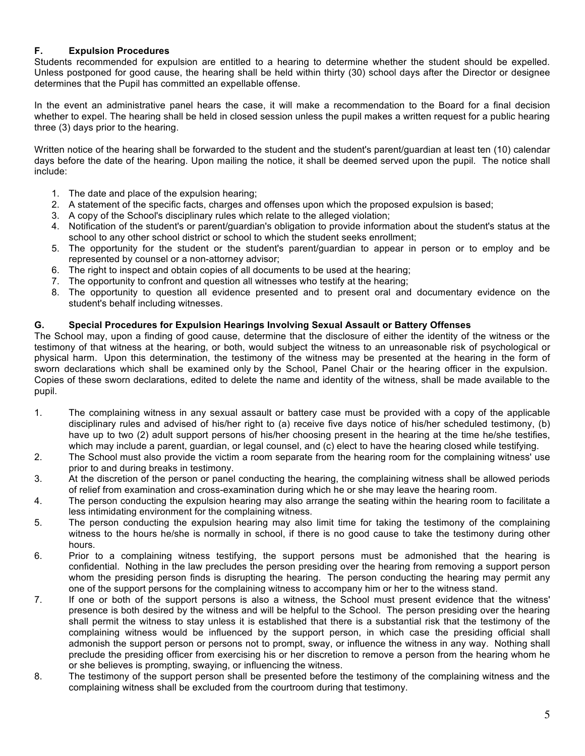### F. Expulsion Procedures

Students recommended for expulsion are entitled to a hearing to determine whether the student should be expelled. Unless postponed for good cause, the hearing shall be held within thirty (30) school days after the Director or designee determines that the Pupil has committed an expellable offense.

In the event an administrative panel hears the case, it will make a recommendation to the Board for a final decision whether to expel. The hearing shall be held in closed session unless the pupil makes a written request for a public hearing three (3) days prior to the hearing.

Written notice of the hearing shall be forwarded to the student and the student's parent/guardian at least ten (10) calendar days before the date of the hearing. Upon mailing the notice, it shall be deemed served upon the pupil. The notice shall include:

1. The date and place of the expulsion hearing;
2. A statement of the specific facts, charges and offenses upon which the proposed expulsion is based;
3. A copy of the School's disciplinary rules which relate to the alleged violation;
4. Notification of the student's or parent/guardian's obligation to provide information about the student's status at the school to any other school district or school to which the student seeks enrollment;
5. The opportunity for the student or the student's parent/guardian to appear in person or to employ and be represented by counsel or a non-attorney advisor;
6. The right to inspect and obtain copies of all documents to be used at the hearing;
7. The opportunity to confront and question all witnesses who testify at the hearing;
8. The opportunity to question all evidence presented and to present oral and documentary evidence on the student's behalf including witnesses.

### G. Special Procedures for Expulsion Hearings Involving Sexual Assault or Battery Offenses

The School may, upon a finding of good cause, determine that the disclosure of either the identity of the witness or the testimony of that witness at the hearing, or both, would subject the witness to an unreasonable risk of psychological or physical harm. Upon this determination, the testimony of the witness may be presented at the hearing in the form of sworn declarations which shall be examined only by the School, Panel Chair or the hearing officer in the expulsion. Copies of these sworn declarations, edited to delete the name and identity of the witness, shall be made available to the pupil.

1. The complaining witness in any sexual assault or battery case must be provided with a copy of the applicable disciplinary rules and advised of his/her right to (a) receive five days notice of his/her scheduled testimony, (b) have up to two (2) adult support persons of his/her choosing present in the hearing at the time he/she testifies, which may include a parent, guardian, or legal counsel, and (c) elect to have the hearing closed while testifying.
2. The School must also provide the victim a room separate from the hearing room for the complaining witness' use prior to and during breaks in testimony.
3. At the discretion of the person or panel conducting the hearing, the complaining witness shall be allowed periods of relief from examination and cross-examination during which he or she may leave the hearing room.
4. The person conducting the expulsion hearing may also arrange the seating within the hearing room to facilitate a less intimidating environment for the complaining witness.
5. The person conducting the expulsion hearing may also limit time for taking the testimony of the complaining witness to the hours he/she is normally in school, if there is no good cause to take the testimony during other hours.
6. Prior to a complaining witness testifying, the support persons must be admonished that the hearing is confidential. Nothing in the law precludes the person presiding over the hearing from removing a support person whom the presiding person finds is disrupting the hearing. The person conducting the hearing may permit any one of the support persons for the complaining witness to accompany him or her to the witness stand.
7. If one or both of the support persons is also a witness, the School must present evidence that the witness' presence is both desired by the witness and will be helpful to the School. The person presiding over the hearing shall permit the witness to stay unless it is established that there is a substantial risk that the testimony of the complaining witness would be influenced by the support person, in which case the presiding official shall admonish the support person or persons not to prompt, sway, or influence the witness in any way. Nothing shall preclude the presiding officer from exercising his or her discretion to remove a person from the hearing whom he or she believes is prompting, swaying, or influencing the witness.
8. The testimony of the support person shall be presented before the testimony of the complaining witness and the complaining witness shall be excluded from the courtroom during that testimony.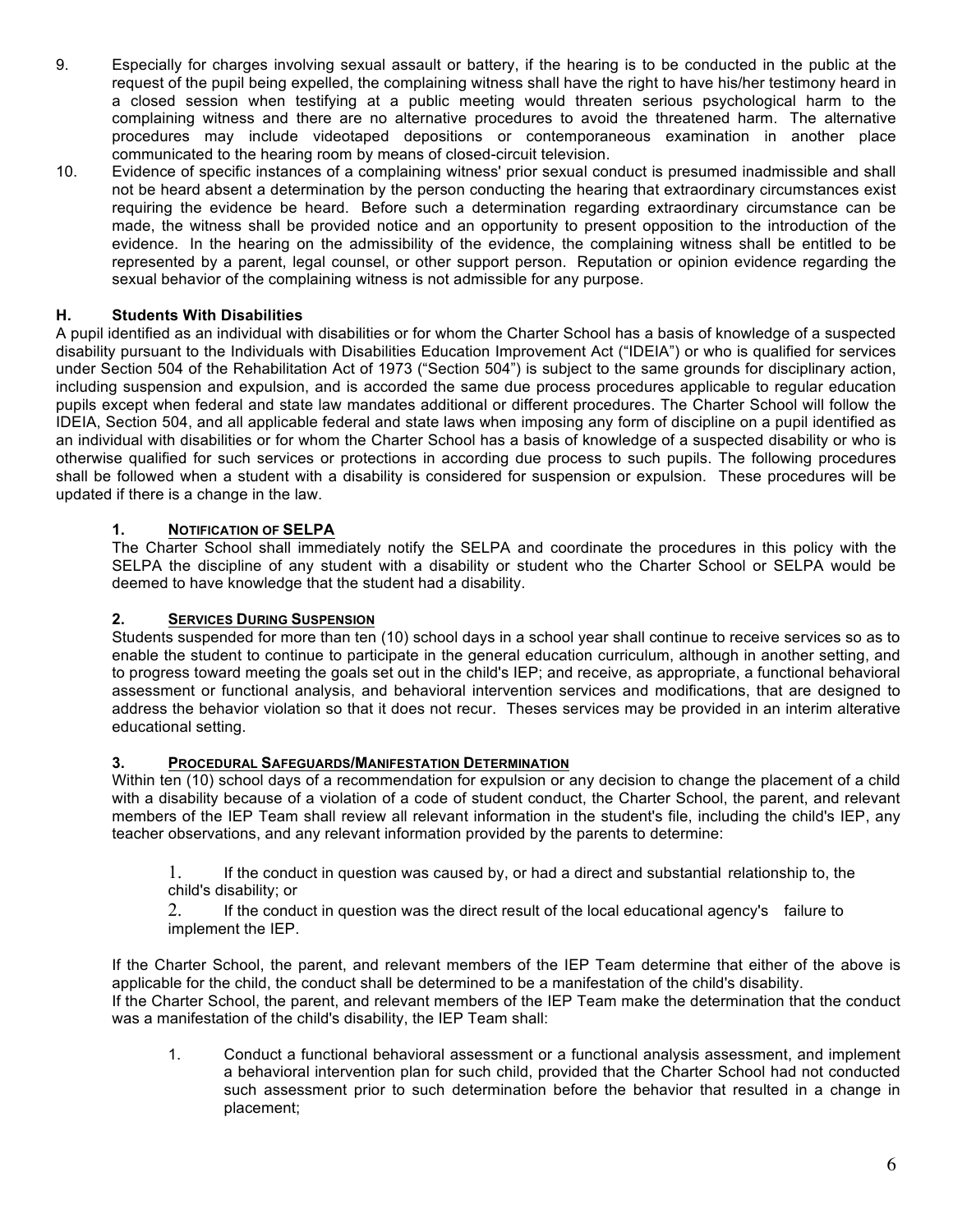9. Especially for charges involving sexual assault or battery, if the hearing is to be conducted in the public at the request of the pupil being expelled, the complaining witness shall have the right to have his/her testimony heard in a closed session when testifying at a public meeting would threaten serious psychological harm to the complaining witness and there are no alternative procedures to avoid the threatened harm. The alternative procedures may include videotaped depositions or contemporaneous examination in another place communicated to the hearing room by means of closed-circuit television.
10. Evidence of specific instances of a complaining witness' prior sexual conduct is presumed inadmissible and shall not be heard absent a determination by the person conducting the hearing that extraordinary circumstances exist requiring the evidence be heard. Before such a determination regarding extraordinary circumstance can be made, the witness shall be provided notice and an opportunity to present opposition to the introduction of the evidence. In the hearing on the admissibility of the evidence, the complaining witness shall be entitled to be represented by a parent, legal counsel, or other support person. Reputation or opinion evidence regarding the sexual behavior of the complaining witness is not admissible for any purpose.

### H. Students With Disabilities

A pupil identified as an individual with disabilities or for whom the Charter School has a basis of knowledge of a suspected disability pursuant to the Individuals with Disabilities Education Improvement Act ("IDEIA") or who is qualified for services under Section 504 of the Rehabilitation Act of 1973 ("Section 504") is subject to the same grounds for disciplinary action, including suspension and expulsion, and is accorded the same due process procedures applicable to regular education pupils except when federal and state law mandates additional or different procedures. The Charter School will follow the IDEIA, Section 504, and all applicable federal and state laws when imposing any form of discipline on a pupil identified as an individual with disabilities or for whom the Charter School has a basis of knowledge of a suspected disability or who is otherwise qualified for such services or protections in according due process to such pupils. The following procedures shall be followed when a student with a disability is considered for suspension or expulsion. These procedures will be updated if there is a change in the law.

#### 1. Notification of SELPA

The Charter School shall immediately notify the SELPA and coordinate the procedures in this policy with the SELPA the discipline of any student with a disability or student who the Charter School or SELPA would be deemed to have knowledge that the student had a disability.

#### 2. Services During Suspension

Students suspended for more than ten (10) school days in a school year shall continue to receive services so as to enable the student to continue to participate in the general education curriculum, although in another setting, and to progress toward meeting the goals set out in the child's IEP; and receive, as appropriate, a functional behavioral assessment or functional analysis, and behavioral intervention services and modifications, that are designed to address the behavior violation so that it does not recur. Theses services may be provided in an interim alterative educational setting.

#### 3. Procedural Safeguards/Manifestation Determination

Within ten (10) school days of a recommendation for expulsion or any decision to change the placement of a child with a disability because of a violation of a code of student conduct, the Charter School, the parent, and relevant members of the IEP Team shall review all relevant information in the student's file, including the child's IEP, any teacher observations, and any relevant information provided by the parents to determine:

1. If the conduct in question was caused by, or had a direct and substantial relationship to, the child's disability; or
2. If the conduct in question was the direct result of the local educational agency's failure to implement the IEP.

If the Charter School, the parent, and relevant members of the IEP Team determine that either of the above is applicable for the child, the conduct shall be determined to be a manifestation of the child's disability.
If the Charter School, the parent, and relevant members of the IEP Team make the determination that the conduct was a manifestation of the child's disability, the IEP Team shall:

1. Conduct a functional behavioral assessment or a functional analysis assessment, and implement a behavioral intervention plan for such child, provided that the Charter School had not conducted such assessment prior to such determination before the behavior that resulted in a change in placement;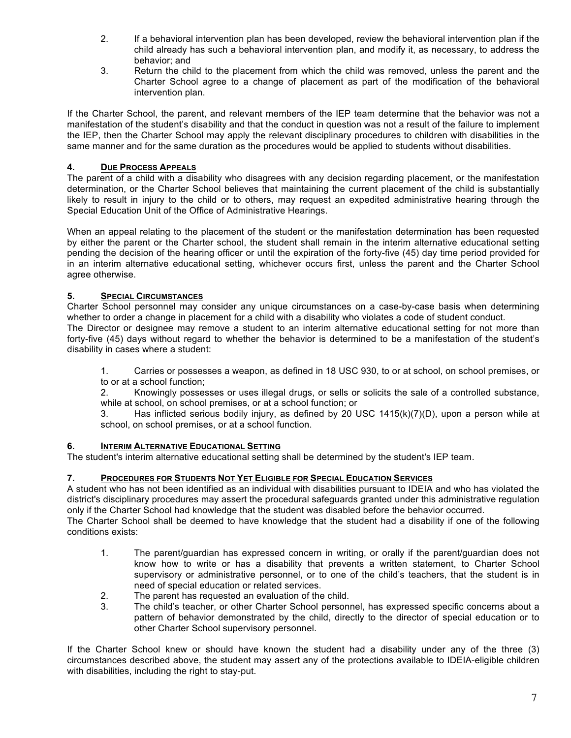2. If a behavioral intervention plan has been developed, review the behavioral intervention plan if the child already has such a behavioral intervention plan, and modify it, as necessary, to address the behavior; and
3. Return the child to the placement from which the child was removed, unless the parent and the Charter School agree to a change of placement as part of the modification of the behavioral intervention plan.

If the Charter School, the parent, and relevant members of the IEP team determine that the behavior was not a manifestation of the student's disability and that the conduct in question was not a result of the failure to implement the IEP, then the Charter School may apply the relevant disciplinary procedures to children with disabilities in the same manner and for the same duration as the procedures would be applied to students without disabilities.

### 4. Due Process Appeals

The parent of a child with a disability who disagrees with any decision regarding placement, or the manifestation determination, or the Charter School believes that maintaining the current placement of the child is substantially likely to result in injury to the child or to others, may request an expedited administrative hearing through the Special Education Unit of the Office of Administrative Hearings.

When an appeal relating to the placement of the student or the manifestation determination has been requested by either the parent or the Charter school, the student shall remain in the interim alternative educational setting pending the decision of the hearing officer or until the expiration of the forty-five (45) day time period provided for in an interim alternative educational setting, whichever occurs first, unless the parent and the Charter School agree otherwise.

### 5. Special Circumstances

Charter School personnel may consider any unique circumstances on a case-by-case basis when determining whether to order a change in placement for a child with a disability who violates a code of student conduct.

The Director or designee may remove a student to an interim alternative educational setting for not more than forty-five (45) days without regard to whether the behavior is determined to be a manifestation of the student's disability in cases where a student:

1. Carries or possesses a weapon, as defined in 18 USC 930, to or at school, on school premises, or to or at a school function;
2. Knowingly possesses or uses illegal drugs, or sells or solicits the sale of a controlled substance, while at school, on school premises, or at a school function; or
3. Has inflicted serious bodily injury, as defined by 20 USC 1415(k)(7)(D), upon a person while at school, on school premises, or at a school function.

### 6. Interim Alternative Educational Setting

The student's interim alternative educational setting shall be determined by the student's IEP team.

### 7. Procedures for Students Not Yet Eligible for Special Education Services

A student who has not been identified as an individual with disabilities pursuant to IDEIA and who has violated the district's disciplinary procedures may assert the procedural safeguards granted under this administrative regulation only if the Charter School had knowledge that the student was disabled before the behavior occurred.

The Charter School shall be deemed to have knowledge that the student had a disability if one of the following conditions exists:

1. The parent/guardian has expressed concern in writing, or orally if the parent/guardian does not know how to write or has a disability that prevents a written statement, to Charter School supervisory or administrative personnel, or to one of the child's teachers, that the student is in need of special education or related services.
2. The parent has requested an evaluation of the child.
3. The child's teacher, or other Charter School personnel, has expressed specific concerns about a pattern of behavior demonstrated by the child, directly to the director of special education or to other Charter School supervisory personnel.

If the Charter School knew or should have known the student had a disability under any of the three (3) circumstances described above, the student may assert any of the protections available to IDEIA-eligible children with disabilities, including the right to stay-put.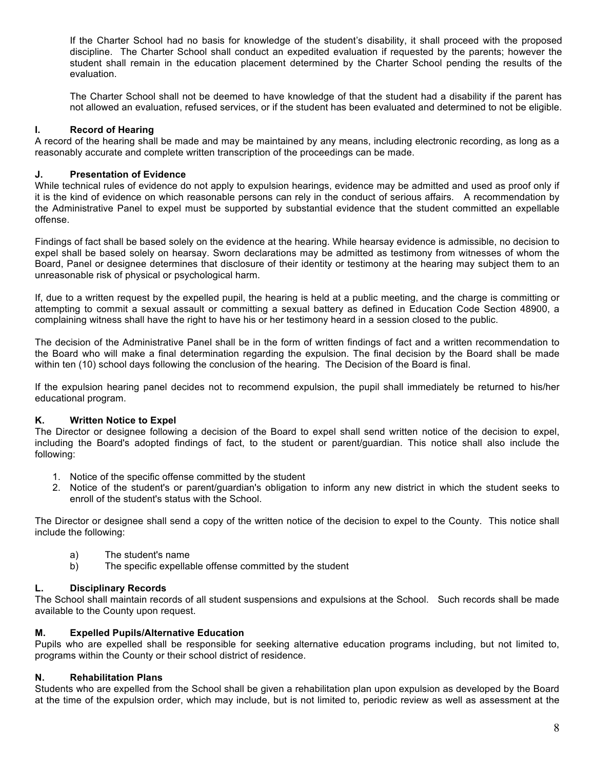If the Charter School had no basis for knowledge of the student's disability, it shall proceed with the proposed discipline. The Charter School shall conduct an expedited evaluation if requested by the parents; however the student shall remain in the education placement determined by the Charter School pending the results of the evaluation.

The Charter School shall not be deemed to have knowledge of that the student had a disability if the parent has not allowed an evaluation, refused services, or if the student has been evaluated and determined to not be eligible.

### I. Record of Hearing

A record of the hearing shall be made and may be maintained by any means, including electronic recording, as long as a reasonably accurate and complete written transcription of the proceedings can be made.

### J. Presentation of Evidence

While technical rules of evidence do not apply to expulsion hearings, evidence may be admitted and used as proof only if it is the kind of evidence on which reasonable persons can rely in the conduct of serious affairs. A recommendation by the Administrative Panel to expel must be supported by substantial evidence that the student committed an expellable offense.

Findings of fact shall be based solely on the evidence at the hearing. While hearsay evidence is admissible, no decision to expel shall be based solely on hearsay. Sworn declarations may be admitted as testimony from witnesses of whom the Board, Panel or designee determines that disclosure of their identity or testimony at the hearing may subject them to an unreasonable risk of physical or psychological harm.

If, due to a written request by the expelled pupil, the hearing is held at a public meeting, and the charge is committing or attempting to commit a sexual assault or committing a sexual battery as defined in Education Code Section 48900, a complaining witness shall have the right to have his or her testimony heard in a session closed to the public.

The decision of the Administrative Panel shall be in the form of written findings of fact and a written recommendation to the Board who will make a final determination regarding the expulsion. The final decision by the Board shall be made within ten (10) school days following the conclusion of the hearing. The Decision of the Board is final.

If the expulsion hearing panel decides not to recommend expulsion, the pupil shall immediately be returned to his/her educational program.

### K. Written Notice to Expel

The Director or designee following a decision of the Board to expel shall send written notice of the decision to expel, including the Board's adopted findings of fact, to the student or parent/guardian. This notice shall also include the following:

1. Notice of the specific offense committed by the student
2. Notice of the student's or parent/guardian's obligation to inform any new district in which the student seeks to enroll of the student's status with the School.

The Director or designee shall send a copy of the written notice of the decision to expel to the County. This notice shall include the following:

a) The student's name
b) The specific expellable offense committed by the student

### L. Disciplinary Records

The School shall maintain records of all student suspensions and expulsions at the School. Such records shall be made available to the County upon request.

### M. Expelled Pupils/Alternative Education

Pupils who are expelled shall be responsible for seeking alternative education programs including, but not limited to, programs within the County or their school district of residence.

### N. Rehabilitation Plans

Students who are expelled from the School shall be given a rehabilitation plan upon expulsion as developed by the Board at the time of the expulsion order, which may include, but is not limited to, periodic review as well as assessment at the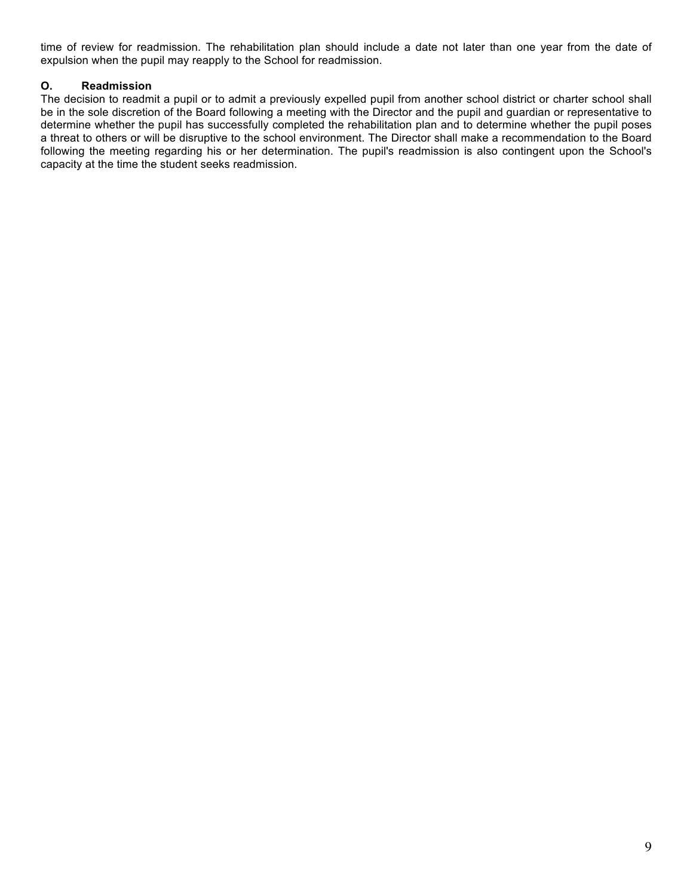time of review for readmission. The rehabilitation plan should include a date not later than one year from the date of expulsion when the pupil may reapply to the School for readmission.

### O. Readmission

The decision to readmit a pupil or to admit a previously expelled pupil from another school district or charter school shall be in the sole discretion of the Board following a meeting with the Director and the pupil and guardian or representative to determine whether the pupil has successfully completed the rehabilitation plan and to determine whether the pupil poses a threat to others or will be disruptive to the school environment. The Director shall make a recommendation to the Board following the meeting regarding his or her determination. The pupil's readmission is also contingent upon the School's capacity at the time the student seeks readmission.